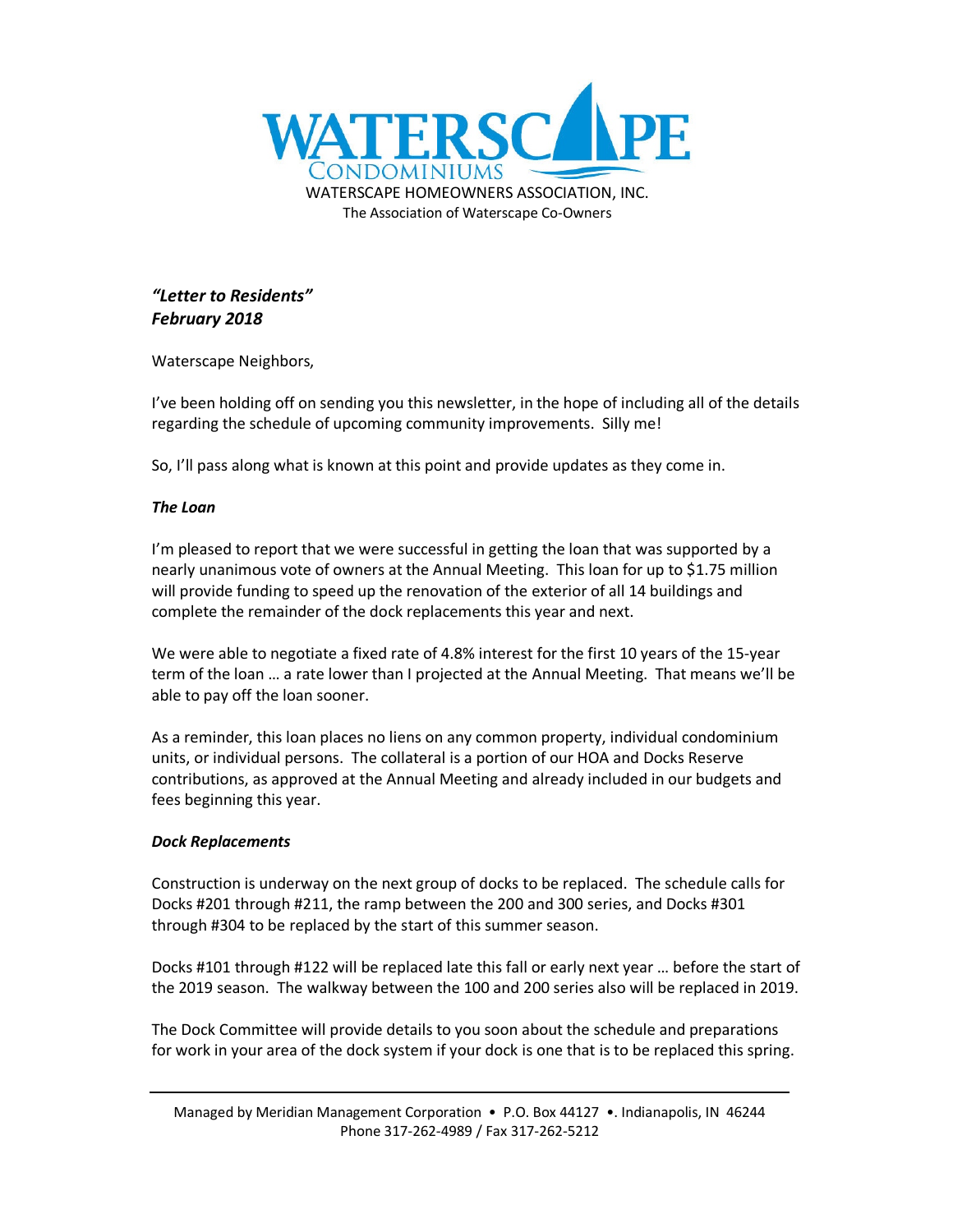# WATERSCAPE CONDOMINIUMS

WATERSCAPE HOMEOWNERS ASSOCIATION, INC.
The Association of Waterscape Co-Owners

***"Letter to Residents"***
***February 2018***

Waterscape Neighbors,

I've been holding off on sending you this newsletter, in the hope of including all of the details regarding the schedule of upcoming community improvements. Silly me!

So, I'll pass along what is known at this point and provide updates as they come in.

***The Loan***

I'm pleased to report that we were successful in getting the loan that was supported by a nearly unanimous vote of owners at the Annual Meeting. This loan for up to $1.75 million will provide funding to speed up the renovation of the exterior of all 14 buildings and complete the remainder of the dock replacements this year and next.

We were able to negotiate a fixed rate of 4.8% interest for the first 10 years of the 15-year term of the loan … a rate lower than I projected at the Annual Meeting. That means we'll be able to pay off the loan sooner.

As a reminder, this loan places no liens on any common property, individual condominium units, or individual persons. The collateral is a portion of our HOA and Docks Reserve contributions, as approved at the Annual Meeting and already included in our budgets and fees beginning this year.

***Dock Replacements***

Construction is underway on the next group of docks to be replaced. The schedule calls for Docks #201 through #211, the ramp between the 200 and 300 series, and Docks #301 through #304 to be replaced by the start of this summer season.

Docks #101 through #122 will be replaced late this fall or early next year … before the start of the 2019 season. The walkway between the 100 and 200 series also will be replaced in 2019.

The Dock Committee will provide details to you soon about the schedule and preparations for work in your area of the dock system if your dock is one that is to be replaced this spring.

Managed by Meridian Management Corporation • P.O. Box 44127 •. Indianapolis, IN 46244
Phone 317-262-4989 / Fax 317-262-5212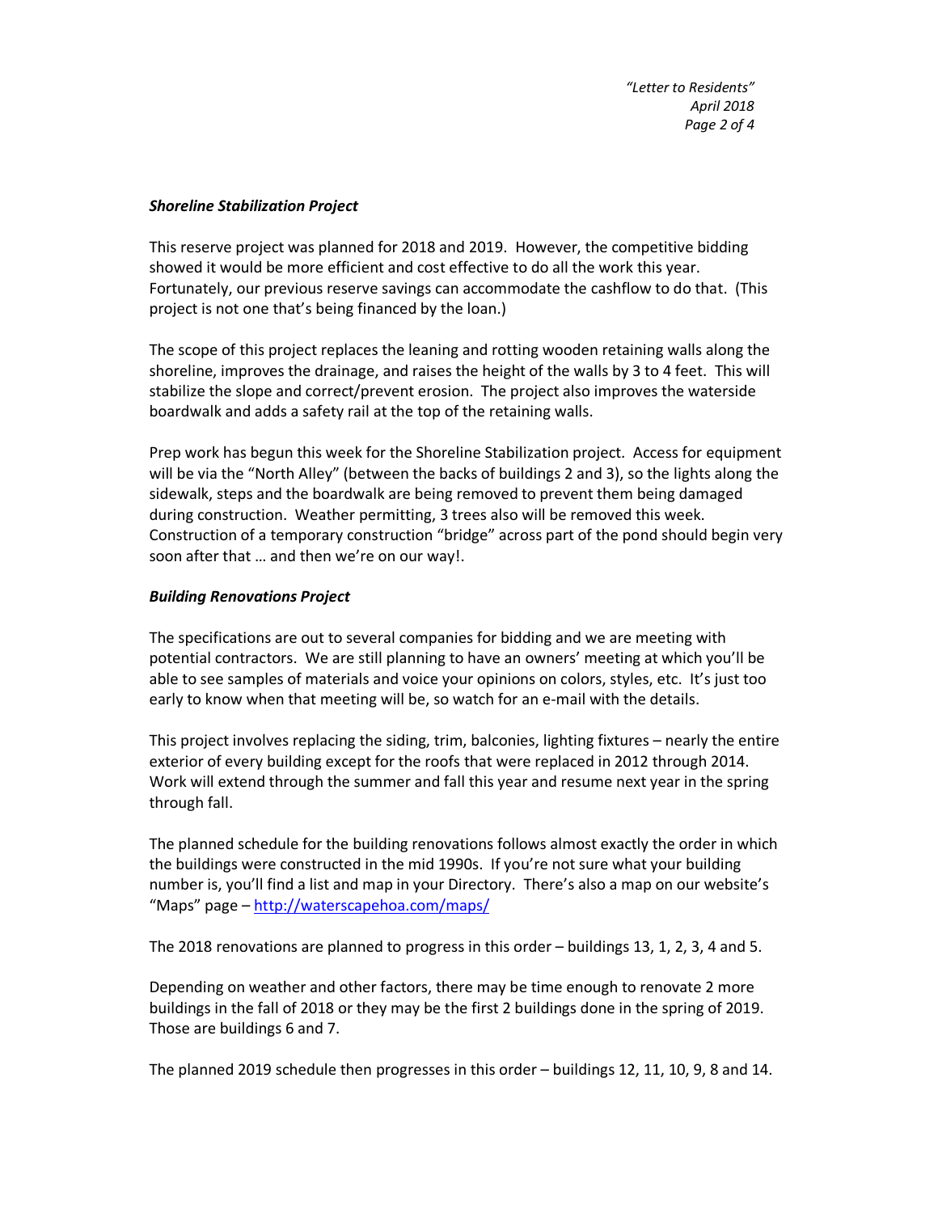### *Shoreline Stabilization Project*

This reserve project was planned for 2018 and 2019. However, the competitive bidding showed it would be more efficient and cost effective to do all the work this year. Fortunately, our previous reserve savings can accommodate the cashflow to do that. (This project is not one that's being financed by the loan.)

The scope of this project replaces the leaning and rotting wooden retaining walls along the shoreline, improves the drainage, and raises the height of the walls by 3 to 4 feet. This will stabilize the slope and correct/prevent erosion. The project also improves the waterside boardwalk and adds a safety rail at the top of the retaining walls.

Prep work has begun this week for the Shoreline Stabilization project. Access for equipment will be via the "North Alley" (between the backs of buildings 2 and 3), so the lights along the sidewalk, steps and the boardwalk are being removed to prevent them being damaged during construction. Weather permitting, 3 trees also will be removed this week. Construction of a temporary construction "bridge" across part of the pond should begin very soon after that … and then we're on our way!.

### *Building Renovations Project*

The specifications are out to several companies for bidding and we are meeting with potential contractors. We are still planning to have an owners' meeting at which you'll be able to see samples of materials and voice your opinions on colors, styles, etc. It's just too early to know when that meeting will be, so watch for an e-mail with the details.

This project involves replacing the siding, trim, balconies, lighting fixtures – nearly the entire exterior of every building except for the roofs that were replaced in 2012 through 2014. Work will extend through the summer and fall this year and resume next year in the spring through fall.

The planned schedule for the building renovations follows almost exactly the order in which the buildings were constructed in the mid 1990s. If you're not sure what your building number is, you'll find a list and map in your Directory. There's also a map on our website's "Maps" page – [http://waterscapehoa.com/maps/](http://waterscapehoa.com/maps/)

The 2018 renovations are planned to progress in this order – buildings 13, 1, 2, 3, 4 and 5.

Depending on weather and other factors, there may be time enough to renovate 2 more buildings in the fall of 2018 or they may be the first 2 buildings done in the spring of 2019. Those are buildings 6 and 7.

The planned 2019 schedule then progresses in this order – buildings 12, 11, 10, 9, 8 and 14.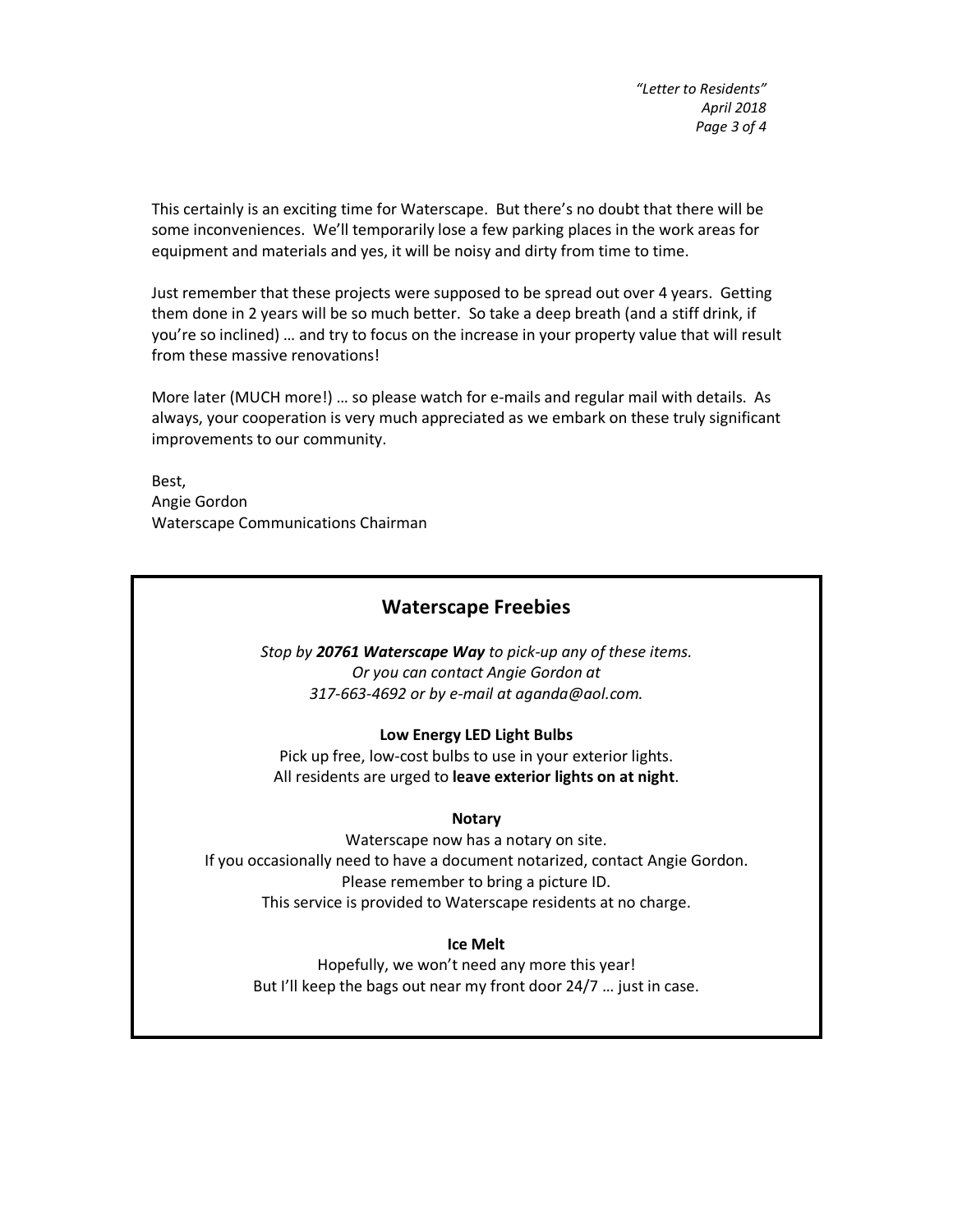This certainly is an exciting time for Waterscape. But there's no doubt that there will be some inconveniences. We'll temporarily lose a few parking places in the work areas for equipment and materials and yes, it will be noisy and dirty from time to time.

Just remember that these projects were supposed to be spread out over 4 years. Getting them done in 2 years will be so much better. So take a deep breath (and a stiff drink, if you're so inclined) … and try to focus on the increase in your property value that will result from these massive renovations!

More later (MUCH more!) … so please watch for e-mails and regular mail with details. As always, your cooperation is very much appreciated as we embark on these truly significant improvements to our community.

Best,
Angie Gordon
Waterscape Communications Chairman

## Waterscape Freebies

*Stop by **20761 Waterscape Way** to pick-up any of these items.*
*Or you can contact Angie Gordon at*
*317-663-4692 or by e-mail at aganda@aol.com.*

**Low Energy LED Light Bulbs**

Pick up free, low-cost bulbs to use in your exterior lights.
All residents are urged to **leave exterior lights on at night**.

**Notary**

Waterscape now has a notary on site.
If you occasionally need to have a document notarized, contact Angie Gordon.
Please remember to bring a picture ID.
This service is provided to Waterscape residents at no charge.

**Ice Melt**

Hopefully, we won't need any more this year!
But I'll keep the bags out near my front door 24/7 … just in case.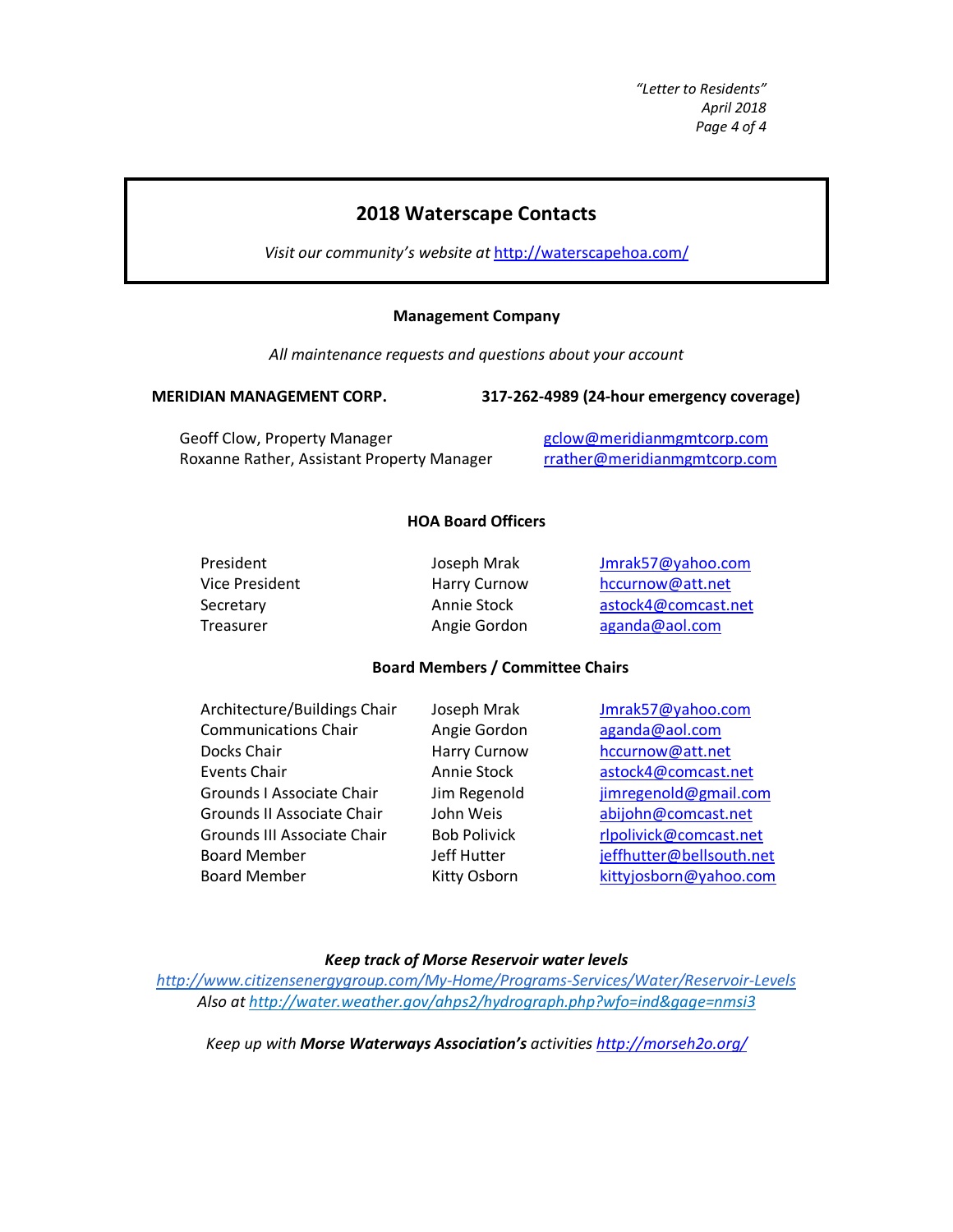## 2018 Waterscape Contacts

*Visit our community's website at* http://waterscapehoa.com/

### Management Company

*All maintenance requests and questions about your account*

**MERIDIAN MANAGEMENT CORP.** **317-262-4989 (24-hour emergency coverage)**

| | |
|---|---|
| Geoff Clow, Property Manager | gclow@meridianmgmtcorp.com |
| Roxanne Rather, Assistant Property Manager | rrather@meridianmgmtcorp.com |

### HOA Board Officers

| | | |
|---|---|---|
| President | Joseph Mrak | Jmrak57@yahoo.com |
| Vice President | Harry Curnow | hccurnow@att.net |
| Secretary | Annie Stock | astock4@comcast.net |
| Treasurer | Angie Gordon | aganda@aol.com |

### Board Members / Committee Chairs

| | | |
|---|---|---|
| Architecture/Buildings Chair | Joseph Mrak | Jmrak57@yahoo.com |
| Communications Chair | Angie Gordon | aganda@aol.com |
| Docks Chair | Harry Curnow | hccurnow@att.net |
| Events Chair | Annie Stock | astock4@comcast.net |
| Grounds I Associate Chair | Jim Regenold | jimregenold@gmail.com |
| Grounds II Associate Chair | John Weis | abijohn@comcast.net |
| Grounds III Associate Chair | Bob Polivick | rlpolivick@comcast.net |
| Board Member | Jeff Hutter | jeffhutter@bellsouth.net |
| Board Member | Kitty Osborn | kittyjosborn@yahoo.com |

***Keep track of Morse Reservoir water levels***

*http://www.citizensenergygroup.com/My-Home/Programs-Services/Water/Reservoir-Levels*

*Also at http://water.weather.gov/ahps2/hydrograph.php?wfo=ind&gage=nmsi3*

*Keep up with **Morse Waterways Association's** activities http://morseh2o.org/*